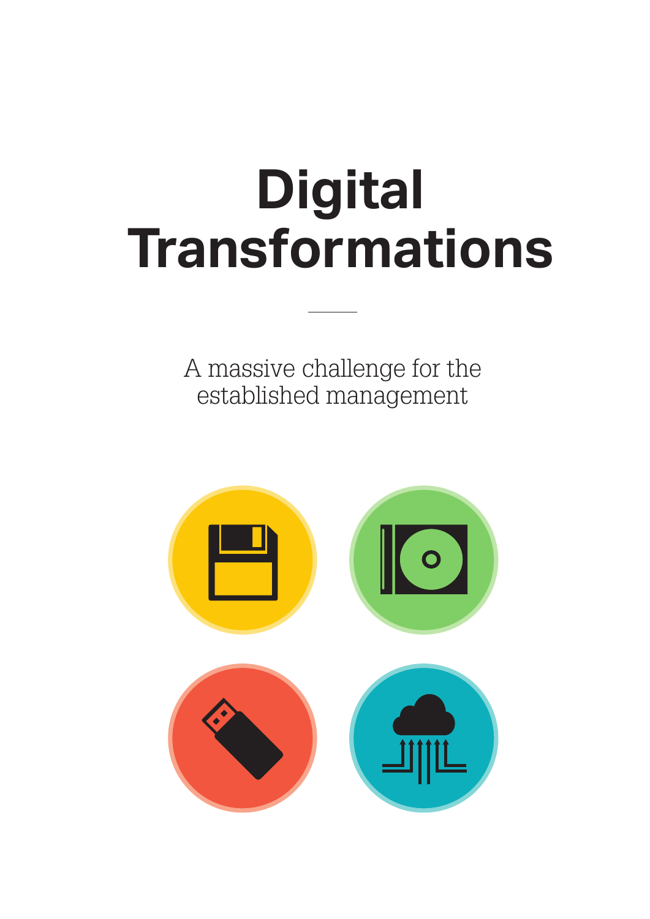# Digital Transformations

A massive challenge for the established management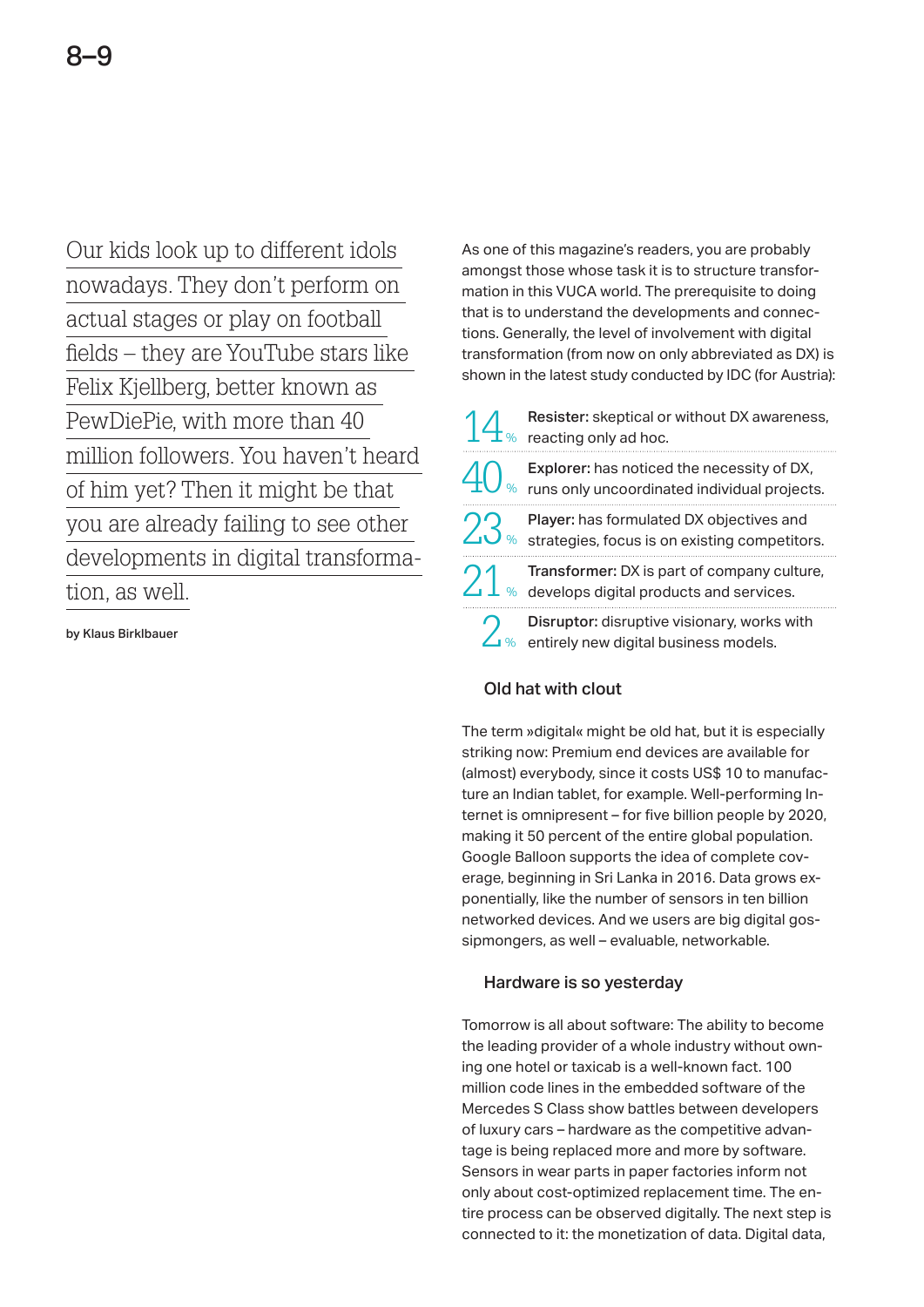Our kids look up to different idols nowadays. They don't perform on actual stages or play on football fields – they are YouTube stars like Felix Kjellberg, better known as PewDiePie, with more than 40 million followers. You haven't heard of him yet? Then it might be that you are already failing to see other developments in digital transformation, as well.

by Klaus Birklbauer

As one of this magazine's readers, you are probably amongst those whose task it is to structure transformation in this VUCA world. The prerequisite to doing that is to understand the developments and connections. Generally, the level of involvement with digital transformation (from now on only abbreviated as DX) is shown in the latest study conducted by IDC (for Austria):

| % | Category |
|---|---|
| 14 % | **Resister:** skeptical or without DX awareness, reacting only ad hoc. |
| 40 % | **Explorer:** has noticed the necessity of DX, runs only uncoordinated individual projects. |
| 23 % | **Player:** has formulated DX objectives and strategies, focus is on existing competitors. |
| 21 % | **Transformer:** DX is part of company culture, develops digital products and services. |
| 2 % | **Disruptor:** disruptive visionary, works with entirely new digital business models. |

## Old hat with clout

The term »digital« might be old hat, but it is especially striking now: Premium end devices are available for (almost) everybody, since it costs US$ 10 to manufacture an Indian tablet, for example. Well-performing Internet is omnipresent – for five billion people by 2020, making it 50 percent of the entire global population. Google Balloon supports the idea of complete coverage, beginning in Sri Lanka in 2016. Data grows exponentially, like the number of sensors in ten billion networked devices. And we users are big digital gossipmongers, as well – evaluable, networkable.

## Hardware is so yesterday

Tomorrow is all about software: The ability to become the leading provider of a whole industry without owning one hotel or taxicab is a well-known fact. 100 million code lines in the embedded software of the Mercedes S Class show battles between developers of luxury cars – hardware as the competitive advantage is being replaced more and more by software. Sensors in wear parts in paper factories inform not only about cost-optimized replacement time. The entire process can be observed digitally. The next step is connected to it: the monetization of data. Digital data,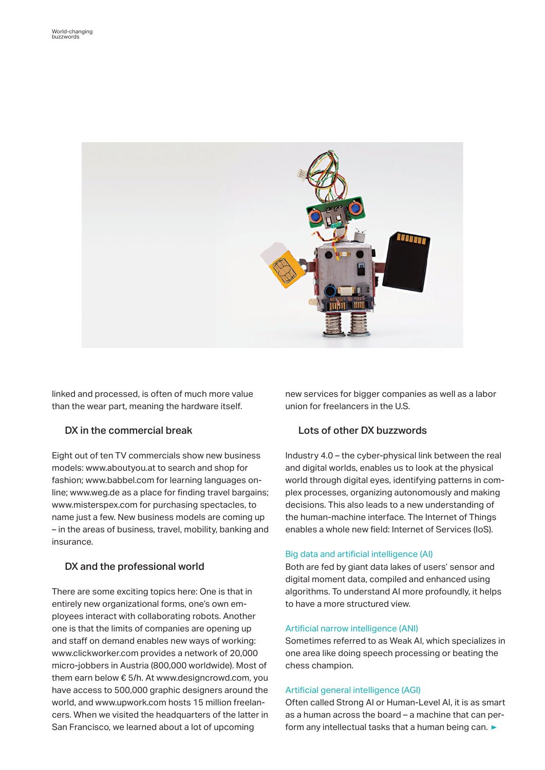linked and processed, is often of much more value than the wear part, meaning the hardware itself.

## DX in the commercial break

Eight out of ten TV commercials show new business models: www.aboutyou.at to search and shop for fashion; www.babbel.com for learning languages online; www.weg.de as a place for finding travel bargains; www.misterspex.com for purchasing spectacles, to name just a few. New business models are coming up – in the areas of business, travel, mobility, banking and insurance.

## DX and the professional world

There are some exciting topics here: One is that in entirely new organizational forms, one's own employees interact with collaborating robots. Another one is that the limits of companies are opening up and staff on demand enables new ways of working: www.clickworker.com provides a network of 20,000 micro-jobbers in Austria (800,000 worldwide). Most of them earn below € 5/h. At www.designcrowd.com, you have access to 500,000 graphic designers around the world, and www.upwork.com hosts 15 million freelancers. When we visited the headquarters of the latter in San Francisco, we learned about a lot of upcoming new services for bigger companies as well as a labor union for freelancers in the U.S.

## Lots of other DX buzzwords

Industry 4.0 – the cyber-physical link between the real and digital worlds, enables us to look at the physical world through digital eyes, identifying patterns in complex processes, organizing autonomously and making decisions. This also leads to a new understanding of the human-machine interface. The Internet of Things enables a whole new field: Internet of Services (IoS).

### Big data and artificial intelligence (AI)

Both are fed by giant data lakes of users' sensor and digital moment data, compiled and enhanced using algorithms. To understand AI more profoundly, it helps to have a more structured view.

### Artificial narrow intelligence (ANI)

Sometimes referred to as Weak AI, which specializes in one area like doing speech processing or beating the chess champion.

### Artificial general intelligence (AGI)

Often called Strong AI or Human-Level AI, it is as smart as a human across the board – a machine that can perform any intellectual tasks that a human being can. ►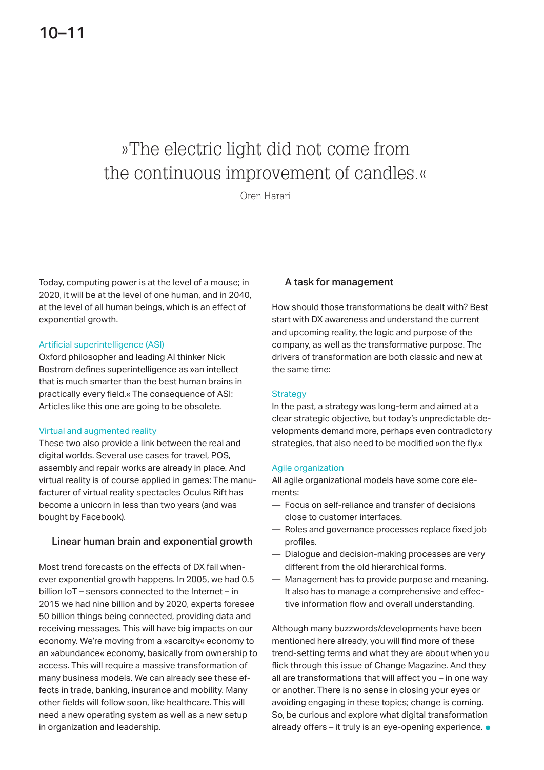> »The electric light did not come from the continuous improvement of candles.«
>
> Oren Harari

---

Today, computing power is at the level of a mouse; in 2020, it will be at the level of one human, and in 2040, at the level of all human beings, which is an effect of exponential growth.

**Artificial superintelligence (ASI)**
Oxford philosopher and leading AI thinker Nick Bostrom defines superintelligence as »an intellect that is much smarter than the best human brains in practically every field.« The consequence of ASI: Articles like this one are going to be obsolete.

**Virtual and augmented reality**
These two also provide a link between the real and digital worlds. Several use cases for travel, POS, assembly and repair works are already in place. And virtual reality is of course applied in games: The manufacturer of virtual reality spectacles Oculus Rift has become a unicorn in less than two years (and was bought by Facebook).

## Linear human brain and exponential growth

Most trend forecasts on the effects of DX fail whenever exponential growth happens. In 2005, we had 0.5 billion IoT – sensors connected to the Internet – in 2015 we had nine billion and by 2020, experts foresee 50 billion things being connected, providing data and receiving messages. This will have big impacts on our economy. We're moving from a »scarcity« economy to an »abundance« economy, basically from ownership to access. This will require a massive transformation of many business models. We can already see these effects in trade, banking, insurance and mobility. Many other fields will follow soon, like healthcare. This will need a new operating system as well as a new setup in organization and leadership.

## A task for management

How should those transformations be dealt with? Best start with DX awareness and understand the current and upcoming reality, the logic and purpose of the company, as well as the transformative purpose. The drivers of transformation are both classic and new at the same time:

**Strategy**
In the past, a strategy was long-term and aimed at a clear strategic objective, but today's unpredictable developments demand more, perhaps even contradictory strategies, that also need to be modified »on the fly.«

**Agile organization**
All agile organizational models have some core elements:

- Focus on self-reliance and transfer of decisions close to customer interfaces.
- Roles and governance processes replace fixed job profiles.
- Dialogue and decision-making processes are very different from the old hierarchical forms.
- Management has to provide purpose and meaning. It also has to manage a comprehensive and effective information flow and overall understanding.

Although many buzzwords/developments have been mentioned here already, you will find more of these trend-setting terms and what they are about when you flick through this issue of Change Magazine. And they all are transformations that will affect you – in one way or another. There is no sense in closing your eyes or avoiding engaging in these topics; change is coming. So, be curious and explore what digital transformation already offers – it truly is an eye-opening experience.